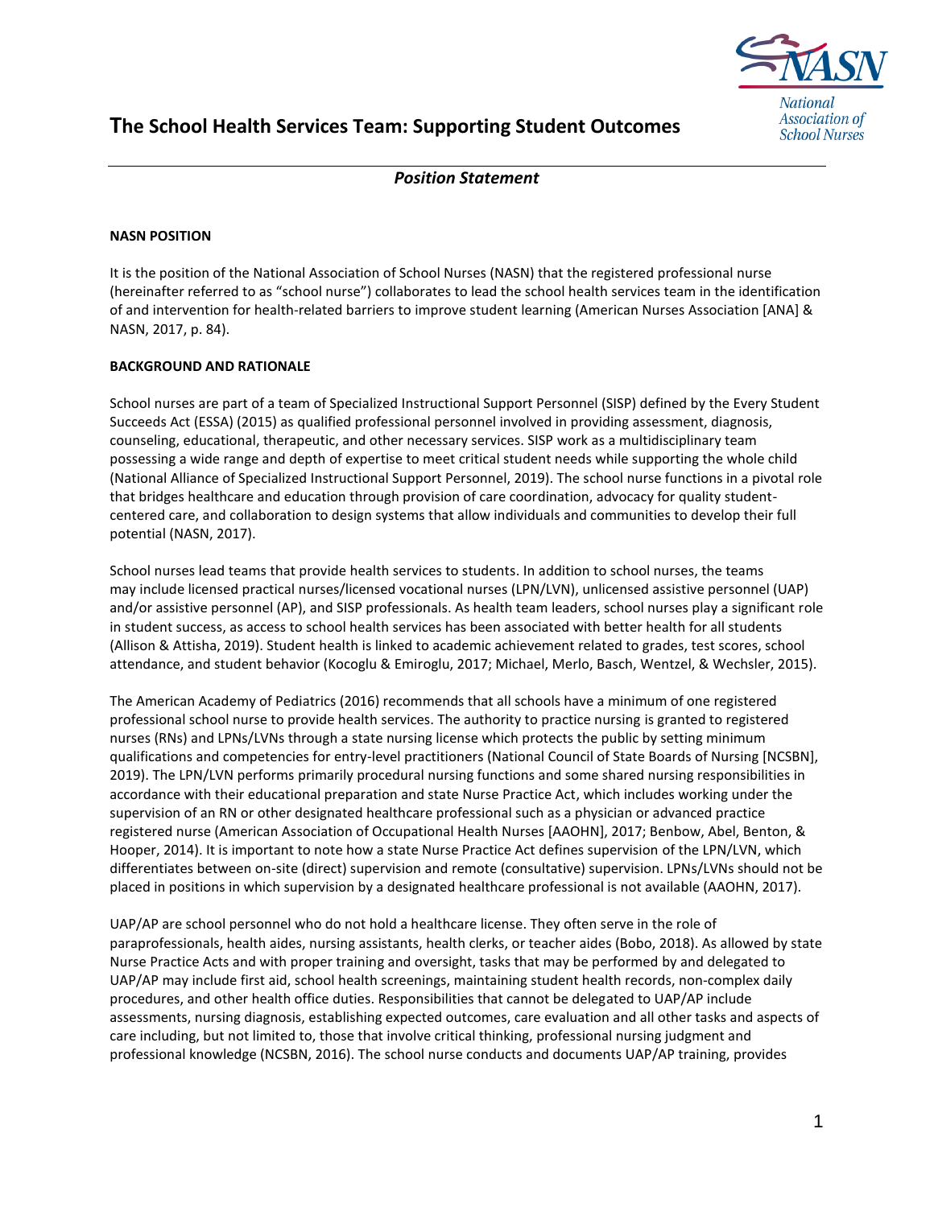# The School Health Services Team: Supporting Student Outcomes

*Position Statement*

**NASN POSITION**

It is the position of the National Association of School Nurses (NASN) that the registered professional nurse (hereinafter referred to as "school nurse") collaborates to lead the school health services team in the identification of and intervention for health-related barriers to improve student learning (American Nurses Association [ANA] & NASN, 2017, p. 84).

**BACKGROUND AND RATIONALE**

School nurses are part of a team of Specialized Instructional Support Personnel (SISP) defined by the Every Student Succeeds Act (ESSA) (2015) as qualified professional personnel involved in providing assessment, diagnosis, counseling, educational, therapeutic, and other necessary services. SISP work as a multidisciplinary team possessing a wide range and depth of expertise to meet critical student needs while supporting the whole child (National Alliance of Specialized Instructional Support Personnel, 2019). The school nurse functions in a pivotal role that bridges healthcare and education through provision of care coordination, advocacy for quality student-centered care, and collaboration to design systems that allow individuals and communities to develop their full potential (NASN, 2017).

School nurses lead teams that provide health services to students. In addition to school nurses, the teams may include licensed practical nurses/licensed vocational nurses (LPN/LVN), unlicensed assistive personnel (UAP) and/or assistive personnel (AP), and SISP professionals. As health team leaders, school nurses play a significant role in student success, as access to school health services has been associated with better health for all students (Allison & Attisha, 2019). Student health is linked to academic achievement related to grades, test scores, school attendance, and student behavior (Kocoglu & Emiroglu, 2017; Michael, Merlo, Basch, Wentzel, & Wechsler, 2015).

The American Academy of Pediatrics (2016) recommends that all schools have a minimum of one registered professional school nurse to provide health services. The authority to practice nursing is granted to registered nurses (RNs) and LPNs/LVNs through a state nursing license which protects the public by setting minimum qualifications and competencies for entry-level practitioners (National Council of State Boards of Nursing [NCSBN], 2019). The LPN/LVN performs primarily procedural nursing functions and some shared nursing responsibilities in accordance with their educational preparation and state Nurse Practice Act, which includes working under the supervision of an RN or other designated healthcare professional such as a physician or advanced practice registered nurse (American Association of Occupational Health Nurses [AAOHN], 2017; Benbow, Abel, Benton, & Hooper, 2014). It is important to note how a state Nurse Practice Act defines supervision of the LPN/LVN, which differentiates between on-site (direct) supervision and remote (consultative) supervision. LPNs/LVNs should not be placed in positions in which supervision by a designated healthcare professional is not available (AAOHN, 2017).

UAP/AP are school personnel who do not hold a healthcare license. They often serve in the role of paraprofessionals, health aides, nursing assistants, health clerks, or teacher aides (Bobo, 2018). As allowed by state Nurse Practice Acts and with proper training and oversight, tasks that may be performed by and delegated to UAP/AP may include first aid, school health screenings, maintaining student health records, non-complex daily procedures, and other health office duties. Responsibilities that cannot be delegated to UAP/AP include assessments, nursing diagnosis, establishing expected outcomes, care evaluation and all other tasks and aspects of care including, but not limited to, those that involve critical thinking, professional nursing judgment and professional knowledge (NCSBN, 2016). The school nurse conducts and documents UAP/AP training, provides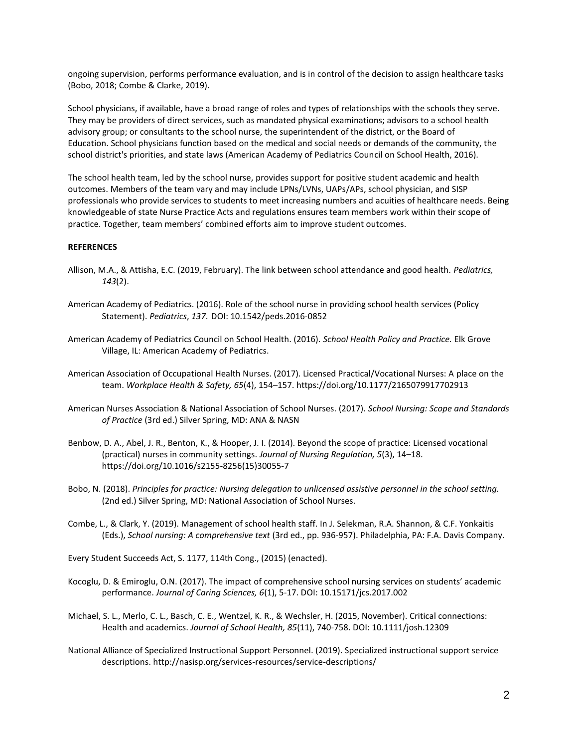ongoing supervision, performs performance evaluation, and is in control of the decision to assign healthcare tasks (Bobo, 2018; Combe & Clarke, 2019).

School physicians, if available, have a broad range of roles and types of relationships with the schools they serve. They may be providers of direct services, such as mandated physical examinations; advisors to a school health advisory group; or consultants to the school nurse, the superintendent of the district, or the Board of Education. School physicians function based on the medical and social needs or demands of the community, the school district's priorities, and state laws (American Academy of Pediatrics Council on School Health, 2016).

The school health team, led by the school nurse, provides support for positive student academic and health outcomes. Members of the team vary and may include LPNs/LVNs, UAPs/APs, school physician, and SISP professionals who provide services to students to meet increasing numbers and acuities of healthcare needs. Being knowledgeable of state Nurse Practice Acts and regulations ensures team members work within their scope of practice. Together, team members' combined efforts aim to improve student outcomes.

**REFERENCES**

Allison, M.A., & Attisha, E.C. (2019, February). The link between school attendance and good health. *Pediatrics, 143*(2).

American Academy of Pediatrics. (2016). Role of the school nurse in providing school health services (Policy Statement). *Pediatrics*, *137*. DOI: 10.1542/peds.2016-0852

American Academy of Pediatrics Council on School Health. (2016). *School Health Policy and Practice.* Elk Grove Village, IL: American Academy of Pediatrics.

American Association of Occupational Health Nurses. (2017). Licensed Practical/Vocational Nurses: A place on the team. *Workplace Health & Safety, 65*(4), 154–157. https://doi.org/10.1177/2165079917702913

American Nurses Association & National Association of School Nurses. (2017). *School Nursing: Scope and Standards of Practice* (3rd ed.) Silver Spring, MD: ANA & NASN

Benbow, D. A., Abel, J. R., Benton, K., & Hooper, J. I. (2014). Beyond the scope of practice: Licensed vocational (practical) nurses in community settings. *Journal of Nursing Regulation, 5*(3), 14–18. https://doi.org/10.1016/s2155-8256(15)30055-7

Bobo, N. (2018). *Principles for practice: Nursing delegation to unlicensed assistive personnel in the school setting.* (2nd ed.) Silver Spring, MD: National Association of School Nurses.

Combe, L., & Clark, Y. (2019). Management of school health staff. In J. Selekman, R.A. Shannon, & C.F. Yonkaitis (Eds.), *School nursing: A comprehensive text* (3rd ed., pp. 936-957). Philadelphia, PA: F.A. Davis Company.

Every Student Succeeds Act, S. 1177, 114th Cong., (2015) (enacted).

Kocoglu, D. & Emiroglu, O.N. (2017). The impact of comprehensive school nursing services on students' academic performance. *Journal of Caring Sciences, 6*(1), 5-17. DOI: 10.15171/jcs.2017.002

Michael, S. L., Merlo, C. L., Basch, C. E., Wentzel, K. R., & Wechsler, H. (2015, November). Critical connections: Health and academics. *Journal of School Health, 85*(11), 740-758. DOI: 10.1111/josh.12309

National Alliance of Specialized Instructional Support Personnel. (2019). Specialized instructional support service descriptions. http://nasisp.org/services-resources/service-descriptions/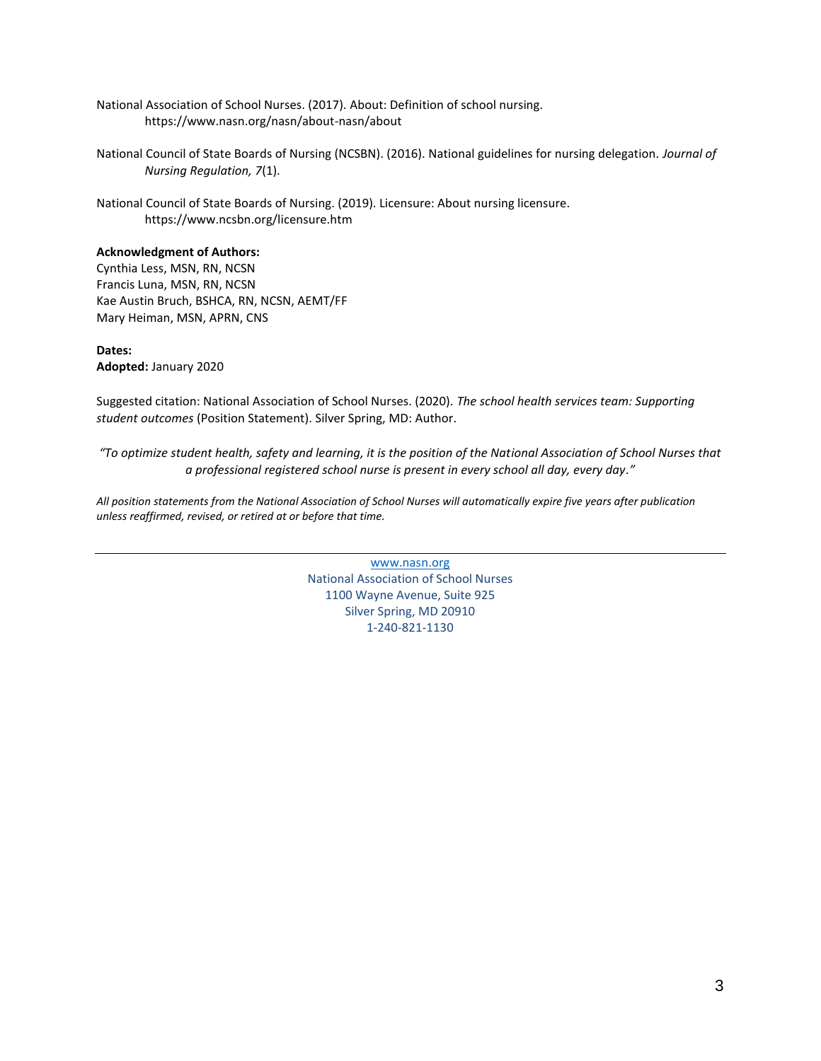National Association of School Nurses. (2017). About: Definition of school nursing. https://www.nasn.org/nasn/about-nasn/about

National Council of State Boards of Nursing (NCSBN). (2016). National guidelines for nursing delegation. *Journal of Nursing Regulation, 7*(1).

National Council of State Boards of Nursing. (2019). Licensure: About nursing licensure. https://www.ncsbn.org/licensure.htm

**Acknowledgment of Authors:**
Cynthia Less, MSN, RN, NCSN
Francis Luna, MSN, RN, NCSN
Kae Austin Bruch, BSHCA, RN, NCSN, AEMT/FF
Mary Heiman, MSN, APRN, CNS

**Dates:**
**Adopted:** January 2020

Suggested citation: National Association of School Nurses. (2020). *The school health services team: Supporting student outcomes* (Position Statement). Silver Spring, MD: Author.

*"To optimize student health, safety and learning, it is the position of the National Association of School Nurses that a professional registered school nurse is present in every school all day, every day."*

*All position statements from the National Association of School Nurses will automatically expire five years after publication unless reaffirmed, revised, or retired at or before that time.*

---

www.nasn.org
National Association of School Nurses
1100 Wayne Avenue, Suite 925
Silver Spring, MD 20910
1-240-821-1130